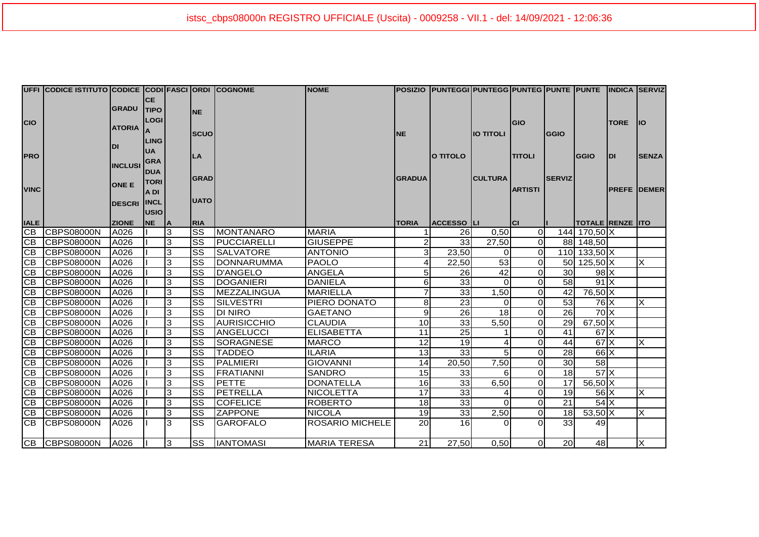istsc_cbps08000n REGISTRO UFFICIALE (Uscita) - 0009258 - VII.1 - del: 14/09/2021 - 12:06:36

| UFFICIO PROVINCIALE | CODICE ISTITUTO | CODICE GRADUATORIA DI INCLUSIONE E DESCRIZIONE | CODICE TIPOLOGIA LINGUA GRADUATORIA DI INCLUSIONE | FASCIA | ORDINE SCUOLA GRADUATORIA | COGNOME | NOME | POSIZIONE GRADUATORIA | PUNTEGGIO TITOLO ACCESSO | PUNTEGGIO TITOLI CULTURALI | PUNTEGGIO TITOLI ARTISTICI | PUNTEGGIO SERVIZI | PUNTEGGIO TOTALE | INDICATORE DI PREFERENZE | SERVIZIO SENZA DEMERITO |
|---|---|---|---|---|---|---|---|---|---|---|---|---|---|---|---|
| CB | CBPS08000N | A026 | I | 3 | SS | MONTANARO | MARIA | 1 | 26 | 0,50 | 0 | 144 | 170,50 | X | |
| CB | CBPS08000N | A026 | I | 3 | SS | PUCCIARELLI | GIUSEPPE | 2 | 33 | 27,50 | 0 | 88 | 148,50 | | |
| CB | CBPS08000N | A026 | I | 3 | SS | SALVATORE | ANTONIO | 3 | 23,50 | 0 | 0 | 110 | 133,50 | X | |
| CB | CBPS08000N | A026 | I | 3 | SS | DONNARUMMA | PAOLO | 4 | 22,50 | 53 | 0 | 50 | 125,50 | X | X |
| CB | CBPS08000N | A026 | I | 3 | SS | D'ANGELO | ANGELA | 5 | 26 | 42 | 0 | 30 | 98 | X | |
| CB | CBPS08000N | A026 | I | 3 | SS | DOGANIERI | DANIELA | 6 | 33 | 0 | 0 | 58 | 91 | X | |
| CB | CBPS08000N | A026 | I | 3 | SS | MEZZALINGUA | MARIELLA | 7 | 33 | 1,50 | 0 | 42 | 76,50 | X | |
| CB | CBPS08000N | A026 | I | 3 | SS | SILVESTRI | PIERO DONATO | 8 | 23 | 0 | 0 | 53 | 76 | X | X |
| CB | CBPS08000N | A026 | I | 3 | SS | DI NIRO | GAETANO | 9 | 26 | 18 | 0 | 26 | 70 | X | |
| CB | CBPS08000N | A026 | I | 3 | SS | AURISICCHIO | CLAUDIA | 10 | 33 | 5,50 | 0 | 29 | 67,50 | X | |
| CB | CBPS08000N | A026 | I | 3 | SS | ANGELUCCI | ELISABETTA | 11 | 25 | 1 | 0 | 41 | 67 | X | |
| CB | CBPS08000N | A026 | I | 3 | SS | SORAGNESE | MARCO | 12 | 19 | 4 | 0 | 44 | 67 | X | X |
| CB | CBPS08000N | A026 | I | 3 | SS | TADDEO | ILARIA | 13 | 33 | 5 | 0 | 28 | 66 | X | |
| CB | CBPS08000N | A026 | I | 3 | SS | PALMIERI | GIOVANNI | 14 | 20,50 | 7,50 | 0 | 30 | 58 | | |
| CB | CBPS08000N | A026 | I | 3 | SS | FRATIANNI | SANDRO | 15 | 33 | 6 | 0 | 18 | 57 | X | |
| CB | CBPS08000N | A026 | I | 3 | SS | PETTE | DONATELLA | 16 | 33 | 6,50 | 0 | 17 | 56,50 | X | |
| CB | CBPS08000N | A026 | I | 3 | SS | PETRELLA | NICOLETTA | 17 | 33 | 4 | 0 | 19 | 56 | X | X |
| CB | CBPS08000N | A026 | I | 3 | SS | COFELICE | ROBERTO | 18 | 33 | 0 | 0 | 21 | 54 | X | |
| CB | CBPS08000N | A026 | I | 3 | SS | ZAPPONE | NICOLA | 19 | 33 | 2,50 | 0 | 18 | 53,50 | X | X |
| CB | CBPS08000N | A026 | I | 3 | SS | GAROFALO | ROSARIO MICHELE | 20 | 16 | 0 | 0 | 33 | 49 | | |
| CB | CBPS08000N | A026 | I | 3 | SS | IANTOMASI | MARIA TERESA | 21 | 27,50 | 0,50 | 0 | 20 | 48 | | X |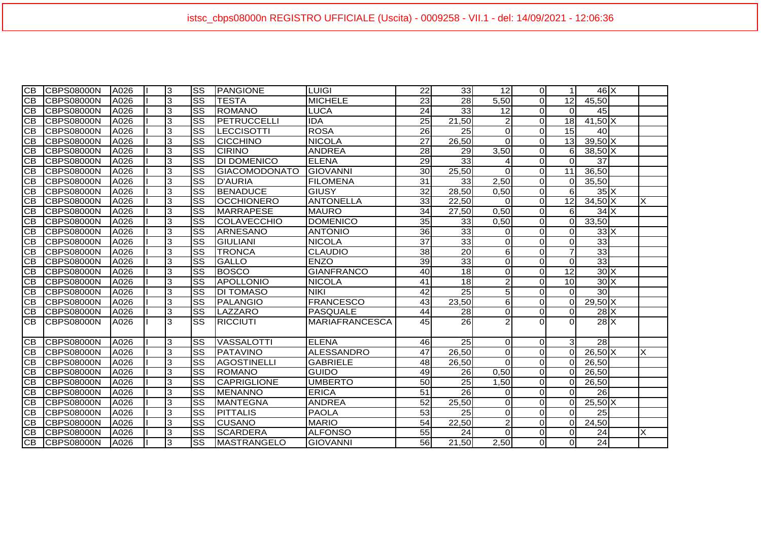| | | | | | | | | | | | | | | | |
|---|---|---|---|---|---|---|---|---|---|---|---|---|---|---|---|
| CB | CBPS08000N | A026 | I | 3 | SS | PANGIONE | LUIGI | 22 | 33 | 12 | 0 | 1 | 46 | X | |
| CB | CBPS08000N | A026 | I | 3 | SS | TESTA | MICHELE | 23 | 28 | 5,50 | 0 | 12 | 45,50 | | |
| CB | CBPS08000N | A026 | I | 3 | SS | ROMANO | LUCA | 24 | 33 | 12 | 0 | 0 | 45 | | |
| CB | CBPS08000N | A026 | I | 3 | SS | PETRUCCELLI | IDA | 25 | 21,50 | 2 | 0 | 18 | 41,50 | X | |
| CB | CBPS08000N | A026 | I | 3 | SS | LECCISOTTI | ROSA | 26 | 25 | 0 | 0 | 15 | 40 | | |
| CB | CBPS08000N | A026 | I | 3 | SS | CICCHINO | NICOLA | 27 | 26,50 | 0 | 0 | 13 | 39,50 | X | |
| CB | CBPS08000N | A026 | I | 3 | SS | CIRINO | ANDREA | 28 | 29 | 3,50 | 0 | 6 | 38,50 | X | |
| CB | CBPS08000N | A026 | I | 3 | SS | DI DOMENICO | ELENA | 29 | 33 | 4 | 0 | 0 | 37 | | |
| CB | CBPS08000N | A026 | I | 3 | SS | GIACOMODONATO | GIOVANNI | 30 | 25,50 | 0 | 0 | 11 | 36,50 | | |
| CB | CBPS08000N | A026 | I | 3 | SS | D'AURIA | FILOMENA | 31 | 33 | 2,50 | 0 | 0 | 35,50 | | |
| CB | CBPS08000N | A026 | I | 3 | SS | BENADUCE | GIUSY | 32 | 28,50 | 0,50 | 0 | 6 | 35 | X | |
| CB | CBPS08000N | A026 | I | 3 | SS | OCCHIONERO | ANTONELLA | 33 | 22,50 | 0 | 0 | 12 | 34,50 | X | X |
| CB | CBPS08000N | A026 | I | 3 | SS | MARRAPESE | MAURO | 34 | 27,50 | 0,50 | 0 | 6 | 34 | X | |
| CB | CBPS08000N | A026 | I | 3 | SS | COLAVECCHIO | DOMENICO | 35 | 33 | 0,50 | 0 | 0 | 33,50 | | |
| CB | CBPS08000N | A026 | I | 3 | SS | ARNESANO | ANTONIO | 36 | 33 | 0 | 0 | 0 | 33 | X | |
| CB | CBPS08000N | A026 | I | 3 | SS | GIULIANI | NICOLA | 37 | 33 | 0 | 0 | 0 | 33 | | |
| CB | CBPS08000N | A026 | I | 3 | SS | TRONCA | CLAUDIO | 38 | 20 | 6 | 0 | 7 | 33 | | |
| CB | CBPS08000N | A026 | I | 3 | SS | GALLO | ENZO | 39 | 33 | 0 | 0 | 0 | 33 | | |
| CB | CBPS08000N | A026 | I | 3 | SS | BOSCO | GIANFRANCO | 40 | 18 | 0 | 0 | 12 | 30 | X | |
| CB | CBPS08000N | A026 | I | 3 | SS | APOLLONIO | NICOLA | 41 | 18 | 2 | 0 | 10 | 30 | X | |
| CB | CBPS08000N | A026 | I | 3 | SS | DI TOMASO | NIKI | 42 | 25 | 5 | 0 | 0 | 30 | | |
| CB | CBPS08000N | A026 | I | 3 | SS | PALANGIO | FRANCESCO | 43 | 23,50 | 6 | 0 | 0 | 29,50 | X | |
| CB | CBPS08000N | A026 | I | 3 | SS | LAZZARO | PASQUALE | 44 | 28 | 0 | 0 | 0 | 28 | X | |
| CB | CBPS08000N | A026 | I | 3 | SS | RICCIUTI | MARIAFRANCESCA | 45 | 26 | 2 | 0 | 0 | 28 | X | |
| CB | CBPS08000N | A026 | I | 3 | SS | VASSALOTTI | ELENA | 46 | 25 | 0 | 0 | 3 | 28 | | |
| CB | CBPS08000N | A026 | I | 3 | SS | PATAVINO | ALESSANDRO | 47 | 26,50 | 0 | 0 | 0 | 26,50 | X | X |
| CB | CBPS08000N | A026 | I | 3 | SS | AGOSTINELLI | GABRIELE | 48 | 26,50 | 0 | 0 | 0 | 26,50 | | |
| CB | CBPS08000N | A026 | I | 3 | SS | ROMANO | GUIDO | 49 | 26 | 0,50 | 0 | 0 | 26,50 | | |
| CB | CBPS08000N | A026 | I | 3 | SS | CAPRIGLIONE | UMBERTO | 50 | 25 | 1,50 | 0 | 0 | 26,50 | | |
| CB | CBPS08000N | A026 | I | 3 | SS | MENANNO | ERICA | 51 | 26 | 0 | 0 | 0 | 26 | | |
| CB | CBPS08000N | A026 | I | 3 | SS | MANTEGNA | ANDREA | 52 | 25,50 | 0 | 0 | 0 | 25,50 | X | |
| CB | CBPS08000N | A026 | I | 3 | SS | PITTALIS | PAOLA | 53 | 25 | 0 | 0 | 0 | 25 | | |
| CB | CBPS08000N | A026 | I | 3 | SS | CUSANO | MARIO | 54 | 22,50 | 2 | 0 | 0 | 24,50 | | |
| CB | CBPS08000N | A026 | I | 3 | SS | SCARDERA | ALFONSO | 55 | 24 | 0 | 0 | 0 | 24 | | X |
| CB | CBPS08000N | A026 | I | 3 | SS | MASTRANGELO | GIOVANNI | 56 | 21,50 | 2,50 | 0 | 0 | 24 | | |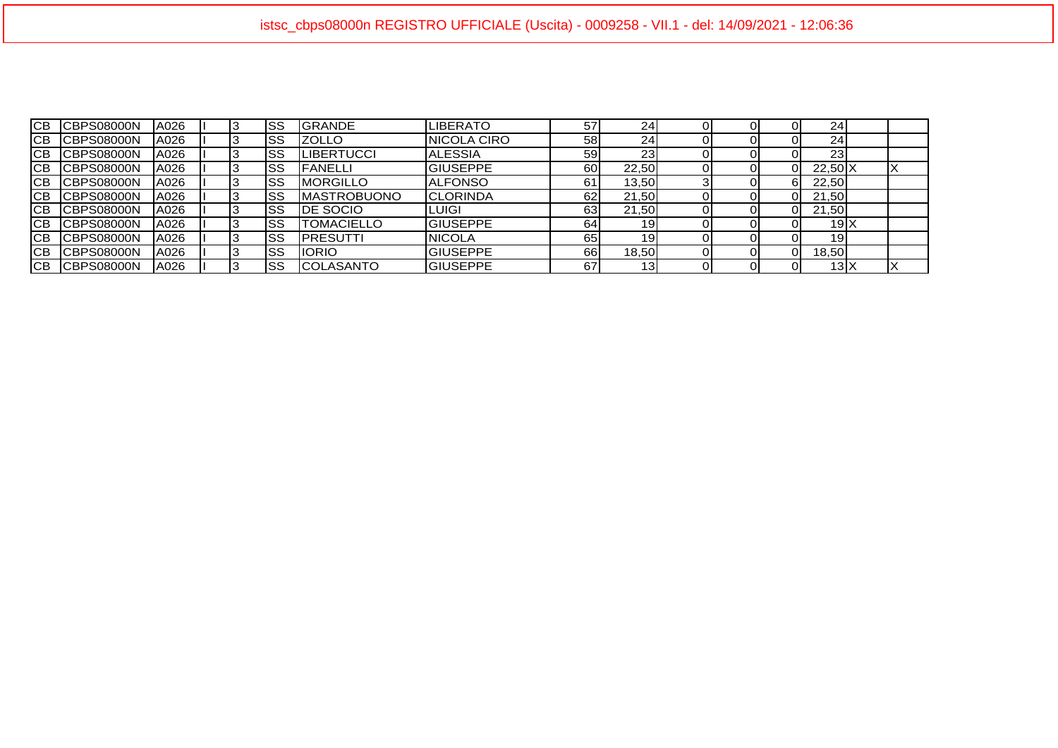| | | | | | | | | | | | | | | | |
|---|---|---|---|---|---|---|---|---|---|---|---|---|---|---|---|
| CB | CBPS08000N | A026 | I | 3 | SS | GRANDE | LIBERATO | 57 | 24 | 0 | 0 | 0 | 24 | | |
| CB | CBPS08000N | A026 | I | 3 | SS | ZOLLO | NICOLA CIRO | 58 | 24 | 0 | 0 | 0 | 24 | | |
| CB | CBPS08000N | A026 | I | 3 | SS | LIBERTUCCI | ALESSIA | 59 | 23 | 0 | 0 | 0 | 23 | | |
| CB | CBPS08000N | A026 | I | 3 | SS | FANELLI | GIUSEPPE | 60 | 22,50 | 0 | 0 | 0 | 22,50 | X | X |
| CB | CBPS08000N | A026 | I | 3 | SS | MORGILLO | ALFONSO | 61 | 13,50 | 3 | 0 | 6 | 22,50 | | |
| CB | CBPS08000N | A026 | I | 3 | SS | MASTROBUONO | CLORINDA | 62 | 21,50 | 0 | 0 | 0 | 21,50 | | |
| CB | CBPS08000N | A026 | I | 3 | SS | DE SOCIO | LUIGI | 63 | 21,50 | 0 | 0 | 0 | 21,50 | | |
| CB | CBPS08000N | A026 | I | 3 | SS | TOMACIELLO | GIUSEPPE | 64 | 19 | 0 | 0 | 0 | 19 | X | |
| CB | CBPS08000N | A026 | I | 3 | SS | PRESUTTI | NICOLA | 65 | 19 | 0 | 0 | 0 | 19 | | |
| CB | CBPS08000N | A026 | I | 3 | SS | IORIO | GIUSEPPE | 66 | 18,50 | 0 | 0 | 0 | 18,50 | | |
| CB | CBPS08000N | A026 | I | 3 | SS | COLASANTO | GIUSEPPE | 67 | 13 | 0 | 0 | 0 | 13 | X | X |